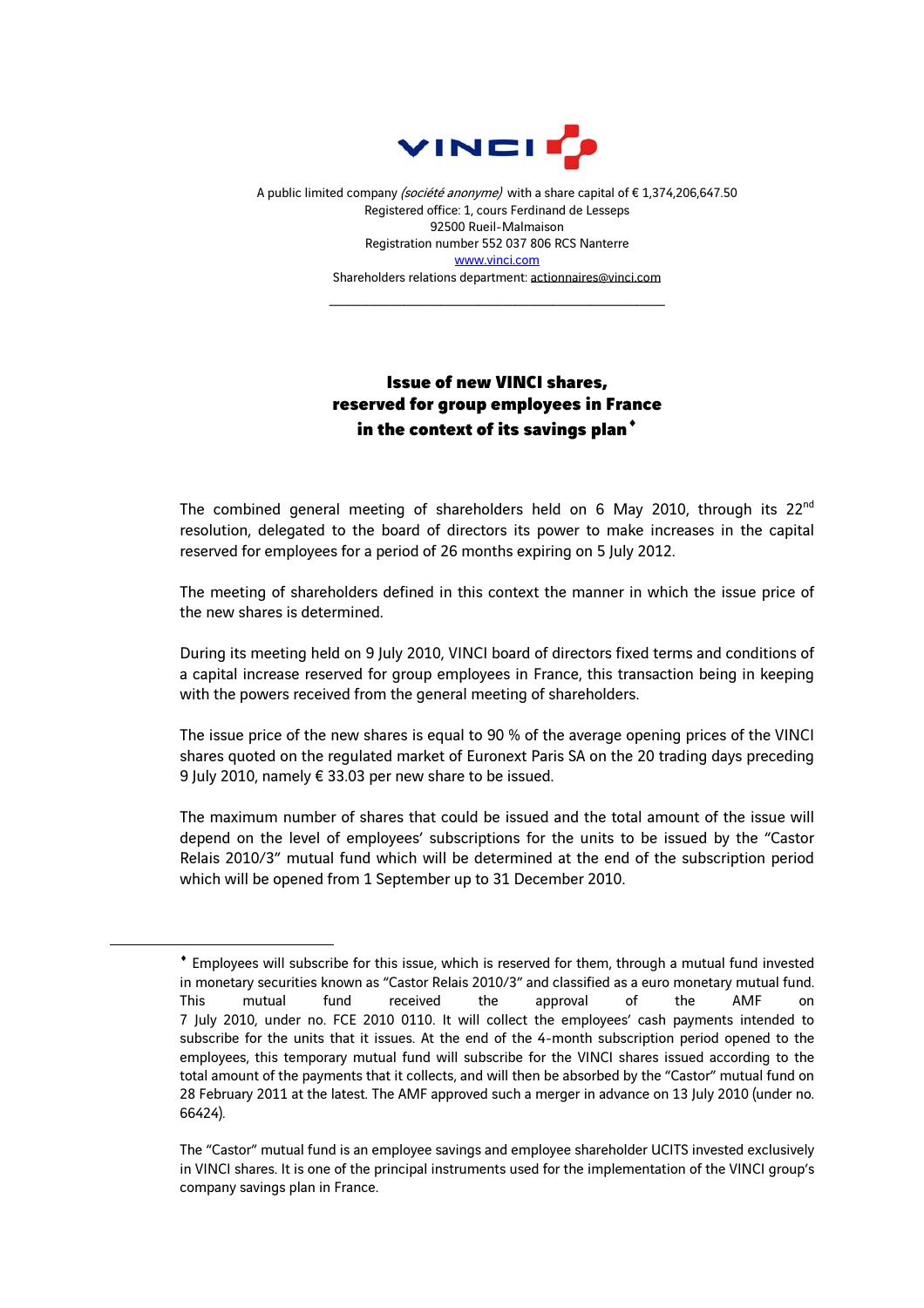A public limited company *(société anonyme)* with a share capital of € 1,374,206,647.50
Registered office: 1, cours Ferdinand de Lesseps
92500 Rueil-Malmaison
Registration number 552 037 806 RCS Nanterre
www.vinci.com
Shareholders relations department: actionnaires@vinci.com

---

# Issue of new VINCI shares, reserved for group employees in France in the context of its savings plan ♦

The combined general meeting of shareholders held on 6 May 2010, through its 22nd resolution, delegated to the board of directors its power to make increases in the capital reserved for employees for a period of 26 months expiring on 5 July 2012.

The meeting of shareholders defined in this context the manner in which the issue price of the new shares is determined.

During its meeting held on 9 July 2010, VINCI board of directors fixed terms and conditions of a capital increase reserved for group employees in France, this transaction being in keeping with the powers received from the general meeting of shareholders.

The issue price of the new shares is equal to 90 % of the average opening prices of the VINCI shares quoted on the regulated market of Euronext Paris SA on the 20 trading days preceding 9 July 2010, namely € 33.03 per new share to be issued.

The maximum number of shares that could be issued and the total amount of the issue will depend on the level of employees' subscriptions for the units to be issued by the "Castor Relais 2010/3" mutual fund which will be determined at the end of the subscription period which will be opened from 1 September up to 31 December 2010.

---

♦ Employees will subscribe for this issue, which is reserved for them, through a mutual fund invested in monetary securities known as "Castor Relais 2010/3" and classified as a euro monetary mutual fund. This mutual fund received the approval of the AMF on 7 July 2010, under no. FCE 2010 0110. It will collect the employees' cash payments intended to subscribe for the units that it issues. At the end of the 4-month subscription period opened to the employees, this temporary mutual fund will subscribe for the VINCI shares issued according to the total amount of the payments that it collects, and will then be absorbed by the "Castor" mutual fund on 28 February 2011 at the latest. The AMF approved such a merger in advance on 13 July 2010 (under no. 66424).

The "Castor" mutual fund is an employee savings and employee shareholder UCITS invested exclusively in VINCI shares. It is one of the principal instruments used for the implementation of the VINCI group's company savings plan in France.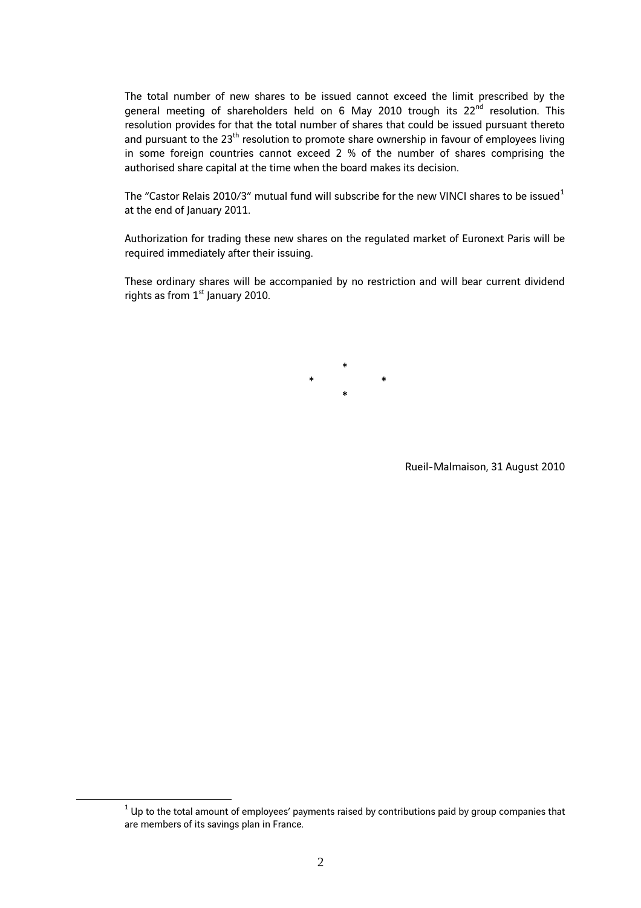The total number of new shares to be issued cannot exceed the limit prescribed by the general meeting of shareholders held on 6 May 2010 trough its 22nd resolution. This resolution provides for that the total number of shares that could be issued pursuant thereto and pursuant to the 23th resolution to promote share ownership in favour of employees living in some foreign countries cannot exceed 2 % of the number of shares comprising the authorised share capital at the time when the board makes its decision.

The "Castor Relais 2010/3" mutual fund will subscribe for the new VINCI shares to be issued[1] at the end of January 2011.

Authorization for trading these new shares on the regulated market of Euronext Paris will be required immediately after their issuing.

These ordinary shares will be accompanied by no restriction and will bear current dividend rights as from 1st January 2010.

*

\*          *

*

Rueil-Malmaison, 31 August 2010

[1] Up to the total amount of employees' payments raised by contributions paid by group companies that are members of its savings plan in France.